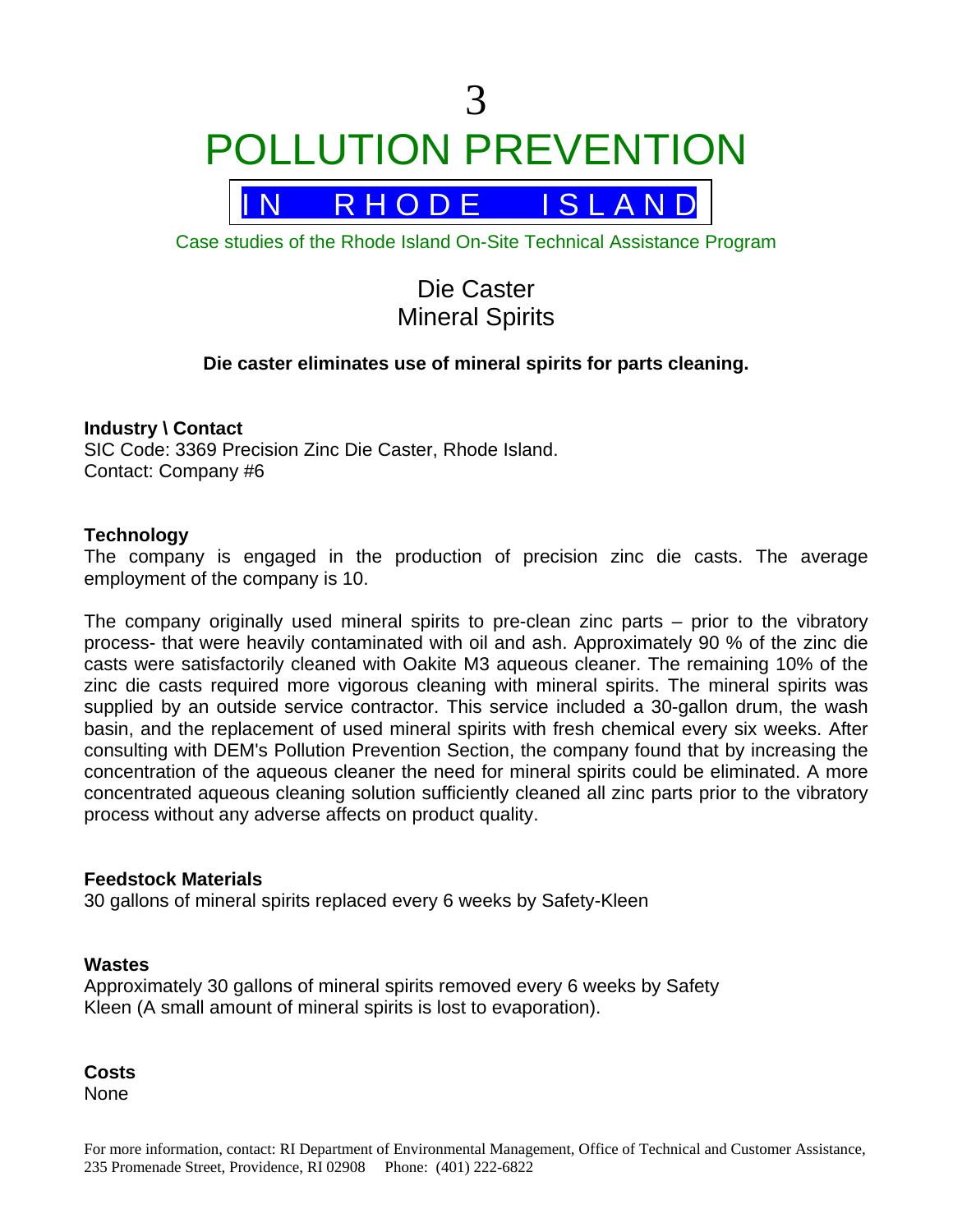3

# POLLUTION PREVENTION

IN RHODE ISLAND

Case studies of the Rhode Island On-Site Technical Assistance Program

## Die Caster
## Mineral Spirits

**Die caster eliminates use of mineral spirits for parts cleaning.**

**Industry \ Contact**
SIC Code: 3369 Precision Zinc Die Caster, Rhode Island.
Contact: Company #6

**Technology**
The company is engaged in the production of precision zinc die casts. The average employment of the company is 10.

The company originally used mineral spirits to pre-clean zinc parts – prior to the vibratory process- that were heavily contaminated with oil and ash. Approximately 90 % of the zinc die casts were satisfactorily cleaned with Oakite M3 aqueous cleaner. The remaining 10% of the zinc die casts required more vigorous cleaning with mineral spirits. The mineral spirits was supplied by an outside service contractor. This service included a 30-gallon drum, the wash basin, and the replacement of used mineral spirits with fresh chemical every six weeks. After consulting with DEM's Pollution Prevention Section, the company found that by increasing the concentration of the aqueous cleaner the need for mineral spirits could be eliminated. A more concentrated aqueous cleaning solution sufficiently cleaned all zinc parts prior to the vibratory process without any adverse affects on product quality.

**Feedstock Materials**
30 gallons of mineral spirits replaced every 6 weeks by Safety-Kleen

**Wastes**
Approximately 30 gallons of mineral spirits removed every 6 weeks by Safety Kleen (A small amount of mineral spirits is lost to evaporation).

**Costs**
None

For more information, contact: RI Department of Environmental Management, Office of Technical and Customer Assistance, 235 Promenade Street, Providence, RI 02908 Phone: (401) 222-6822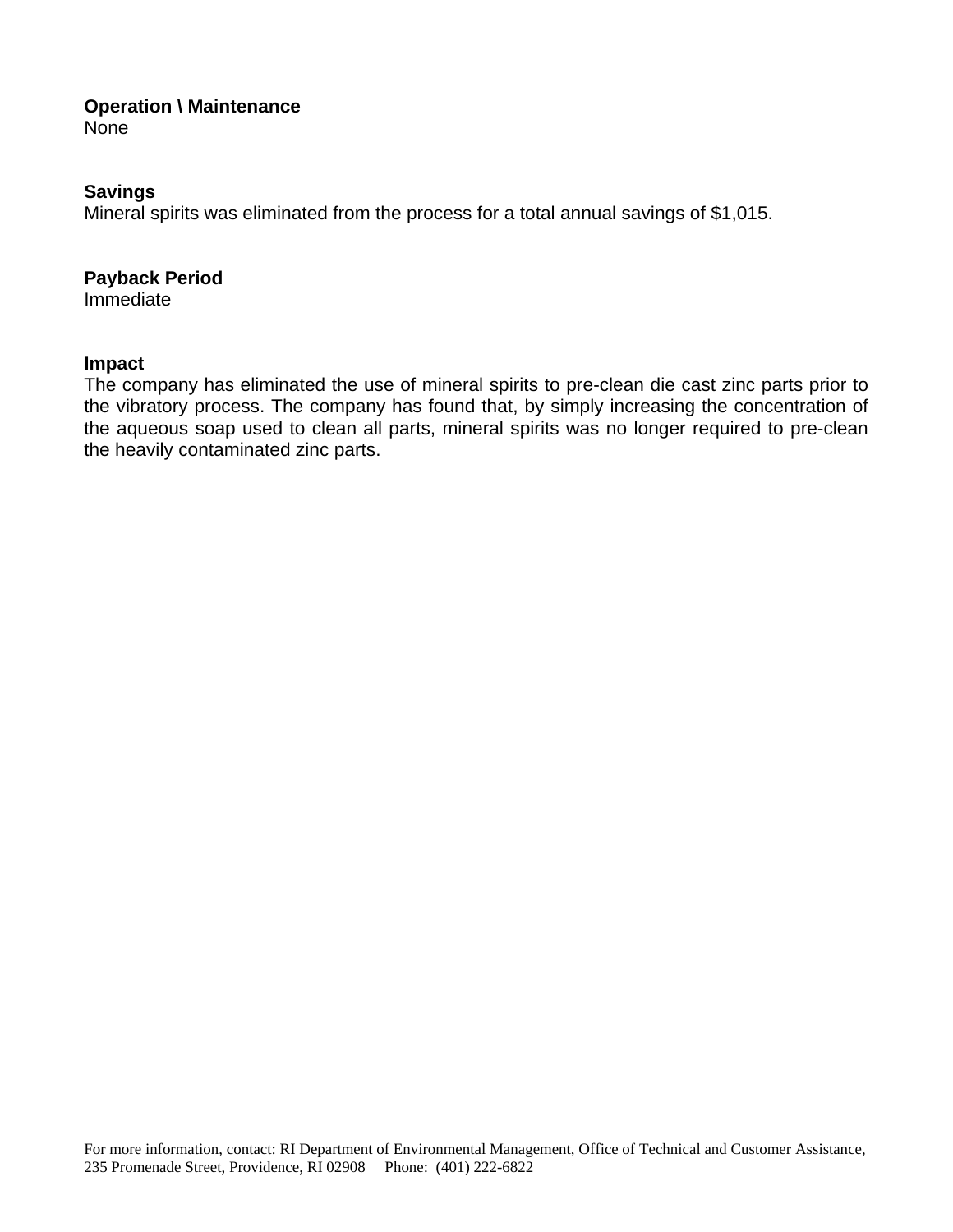**Operation \ Maintenance**
None

**Savings**
Mineral spirits was eliminated from the process for a total annual savings of $1,015.

**Payback Period**
Immediate

**Impact**
The company has eliminated the use of mineral spirits to pre-clean die cast zinc parts prior to the vibratory process. The company has found that, by simply increasing the concentration of the aqueous soap used to clean all parts, mineral spirits was no longer required to pre-clean the heavily contaminated zinc parts.